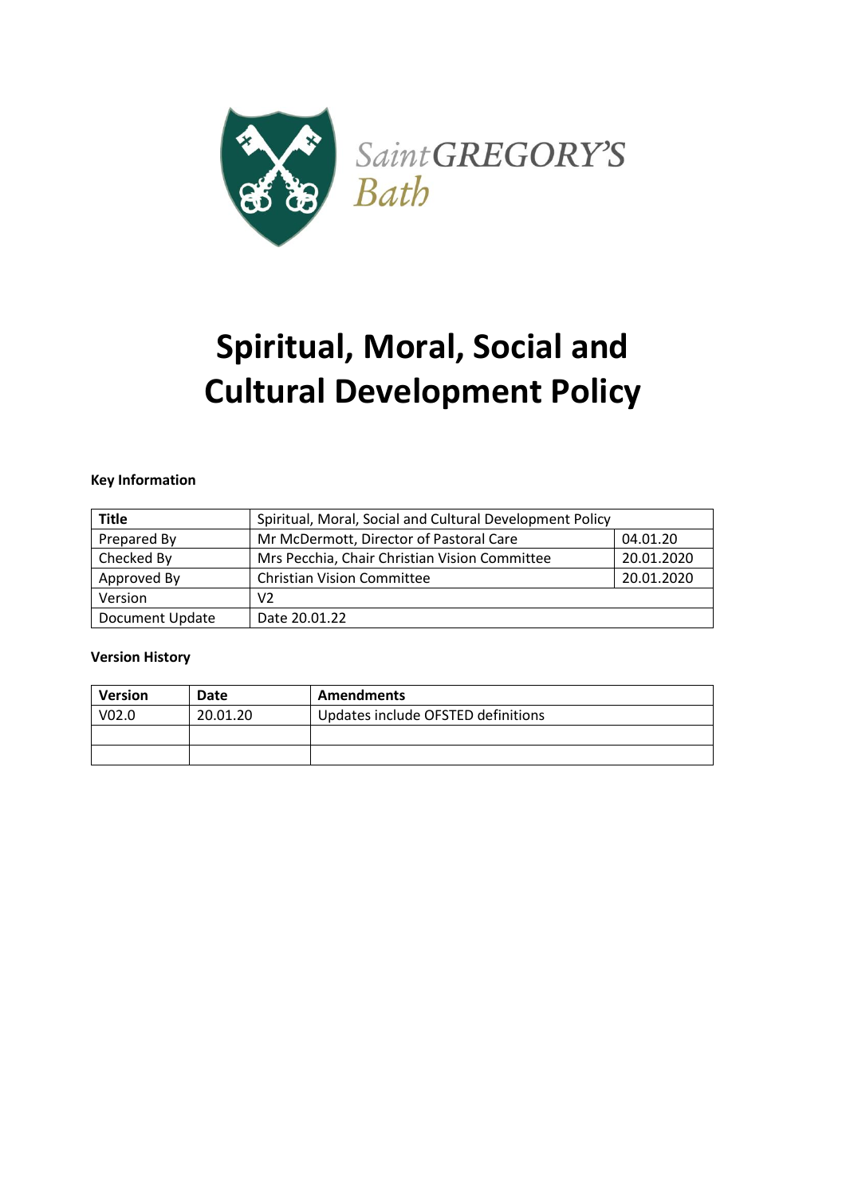Saint GREGORY'S Bath

# Spiritual, Moral, Social and Cultural Development Policy

**Key Information**

| **Title** | Spiritual, Moral, Social and Cultural Development Policy | |
|---|---|---|
| Prepared By | Mr McDermott, Director of Pastoral Care | 04.01.20 |
| Checked By | Mrs Pecchia, Chair Christian Vision Committee | 20.01.2020 |
| Approved By | Christian Vision Committee | 20.01.2020 |
| Version | V2 | |
| Document Update | Date 20.01.22 | |

**Version History**

| **Version** | **Date** | **Amendments** |
|---|---|---|
| V02.0 | 20.01.20 | Updates include OFSTED definitions |
| | | |
| | | |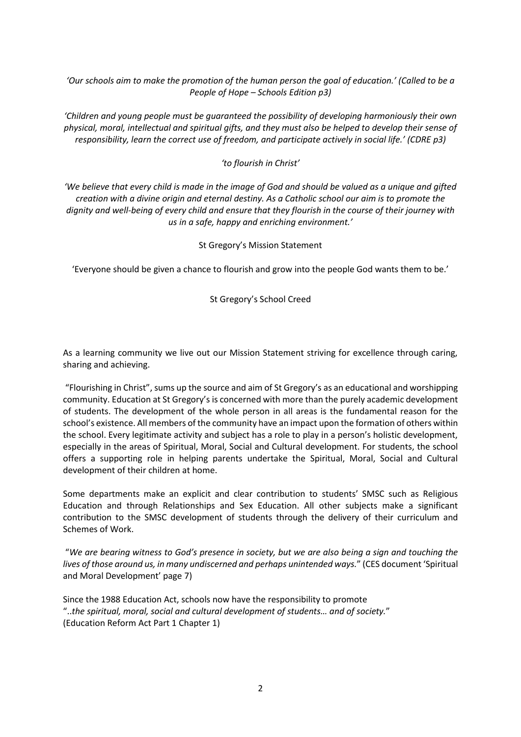*'Our schools aim to make the promotion of the human person the goal of education.' (Called to be a People of Hope – Schools Edition p3)*

*'Children and young people must be guaranteed the possibility of developing harmoniously their own physical, moral, intellectual and spiritual gifts, and they must also be helped to develop their sense of responsibility, learn the correct use of freedom, and participate actively in social life.' (CDRE p3)*

*'to flourish in Christ'*

*'We believe that every child is made in the image of God and should be valued as a unique and gifted creation with a divine origin and eternal destiny. As a Catholic school our aim is to promote the dignity and well-being of every child and ensure that they flourish in the course of their journey with us in a safe, happy and enriching environment.'*

St Gregory's Mission Statement

'Everyone should be given a chance to flourish and grow into the people God wants them to be.'

St Gregory's School Creed

As a learning community we live out our Mission Statement striving for excellence through caring, sharing and achieving.

"Flourishing in Christ", sums up the source and aim of St Gregory's as an educational and worshipping community. Education at St Gregory's is concerned with more than the purely academic development of students. The development of the whole person in all areas is the fundamental reason for the school's existence. All members of the community have an impact upon the formation of others within the school. Every legitimate activity and subject has a role to play in a person's holistic development, especially in the areas of Spiritual, Moral, Social and Cultural development. For students, the school offers a supporting role in helping parents undertake the Spiritual, Moral, Social and Cultural development of their children at home.

Some departments make an explicit and clear contribution to students' SMSC such as Religious Education and through Relationships and Sex Education. All other subjects make a significant contribution to the SMSC development of students through the delivery of their curriculum and Schemes of Work.

"*We are bearing witness to God's presence in society, but we are also being a sign and touching the lives of those around us, in many undiscerned and perhaps unintended ways.*" (CES document 'Spiritual and Moral Development' page 7)

Since the 1988 Education Act, schools now have the responsibility to promote "*..the spiritual, moral, social and cultural development of students… and of society.*" (Education Reform Act Part 1 Chapter 1)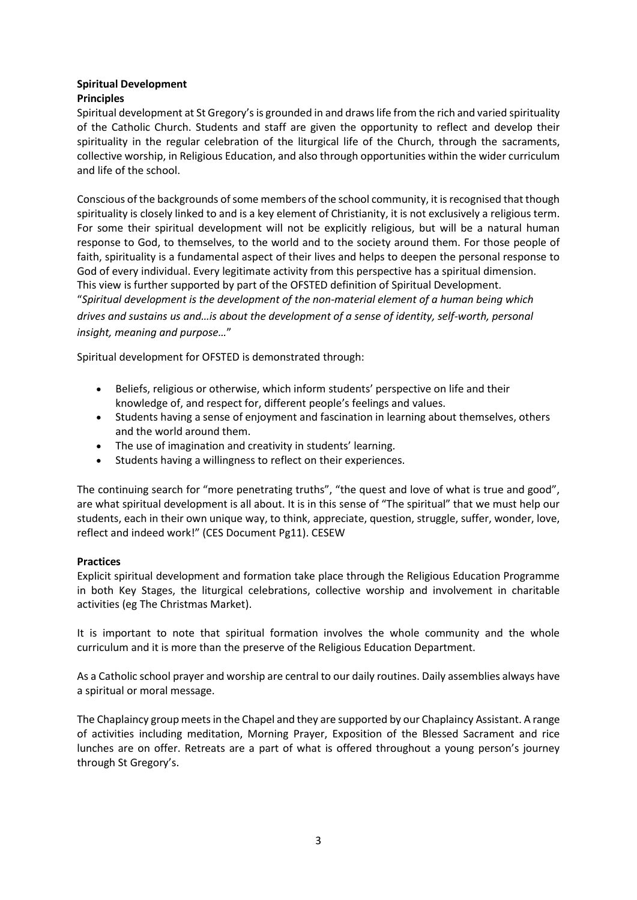**Spiritual Development**

**Principles**

Spiritual development at St Gregory's is grounded in and draws life from the rich and varied spirituality of the Catholic Church. Students and staff are given the opportunity to reflect and develop their spirituality in the regular celebration of the liturgical life of the Church, through the sacraments, collective worship, in Religious Education, and also through opportunities within the wider curriculum and life of the school.

Conscious of the backgrounds of some members of the school community, it is recognised that though spirituality is closely linked to and is a key element of Christianity, it is not exclusively a religious term. For some their spiritual development will not be explicitly religious, but will be a natural human response to God, to themselves, to the world and to the society around them. For those people of faith, spirituality is a fundamental aspect of their lives and helps to deepen the personal response to God of every individual. Every legitimate activity from this perspective has a spiritual dimension. This view is further supported by part of the OFSTED definition of Spiritual Development.

"*Spiritual development is the development of the non-material element of a human being which drives and sustains us and…is about the development of a sense of identity, self-worth, personal insight, meaning and purpose…*"

Spiritual development for OFSTED is demonstrated through:

- Beliefs, religious or otherwise, which inform students' perspective on life and their knowledge of, and respect for, different people's feelings and values.
- Students having a sense of enjoyment and fascination in learning about themselves, others and the world around them.
- The use of imagination and creativity in students' learning.
- Students having a willingness to reflect on their experiences.

The continuing search for "more penetrating truths", "the quest and love of what is true and good", are what spiritual development is all about. It is in this sense of "The spiritual" that we must help our students, each in their own unique way, to think, appreciate, question, struggle, suffer, wonder, love, reflect and indeed work!" (CES Document Pg11). CESEW

**Practices**

Explicit spiritual development and formation take place through the Religious Education Programme in both Key Stages, the liturgical celebrations, collective worship and involvement in charitable activities (eg The Christmas Market).

It is important to note that spiritual formation involves the whole community and the whole curriculum and it is more than the preserve of the Religious Education Department.

As a Catholic school prayer and worship are central to our daily routines. Daily assemblies always have a spiritual or moral message.

The Chaplaincy group meets in the Chapel and they are supported by our Chaplaincy Assistant. A range of activities including meditation, Morning Prayer, Exposition of the Blessed Sacrament and rice lunches are on offer. Retreats are a part of what is offered throughout a young person's journey through St Gregory's.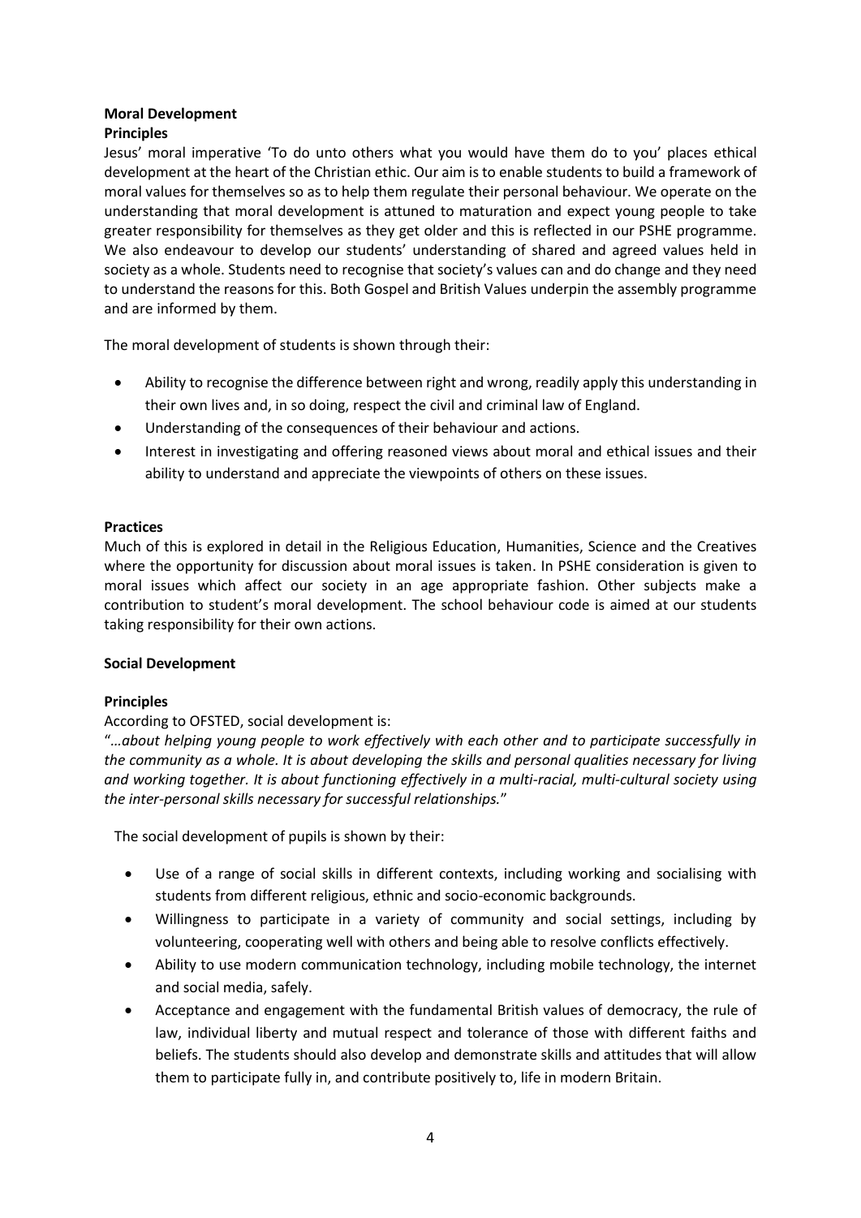## Moral Development

### Principles

Jesus' moral imperative 'To do unto others what you would have them do to you' places ethical development at the heart of the Christian ethic. Our aim is to enable students to build a framework of moral values for themselves so as to help them regulate their personal behaviour. We operate on the understanding that moral development is attuned to maturation and expect young people to take greater responsibility for themselves as they get older and this is reflected in our PSHE programme. We also endeavour to develop our students' understanding of shared and agreed values held in society as a whole. Students need to recognise that society's values can and do change and they need to understand the reasons for this. Both Gospel and British Values underpin the assembly programme and are informed by them.

The moral development of students is shown through their:

- Ability to recognise the difference between right and wrong, readily apply this understanding in their own lives and, in so doing, respect the civil and criminal law of England.
- Understanding of the consequences of their behaviour and actions.
- Interest in investigating and offering reasoned views about moral and ethical issues and their ability to understand and appreciate the viewpoints of others on these issues.

### Practices

Much of this is explored in detail in the Religious Education, Humanities, Science and the Creatives where the opportunity for discussion about moral issues is taken. In PSHE consideration is given to moral issues which affect our society in an age appropriate fashion. Other subjects make a contribution to student's moral development. The school behaviour code is aimed at our students taking responsibility for their own actions.

## Social Development

### Principles

According to OFSTED, social development is:

"*…about helping young people to work effectively with each other and to participate successfully in the community as a whole. It is about developing the skills and personal qualities necessary for living and working together. It is about functioning effectively in a multi-racial, multi-cultural society using the inter-personal skills necessary for successful relationships.*"

The social development of pupils is shown by their:

- Use of a range of social skills in different contexts, including working and socialising with students from different religious, ethnic and socio-economic backgrounds.
- Willingness to participate in a variety of community and social settings, including by volunteering, cooperating well with others and being able to resolve conflicts effectively.
- Ability to use modern communication technology, including mobile technology, the internet and social media, safely.
- Acceptance and engagement with the fundamental British values of democracy, the rule of law, individual liberty and mutual respect and tolerance of those with different faiths and beliefs. The students should also develop and demonstrate skills and attitudes that will allow them to participate fully in, and contribute positively to, life in modern Britain.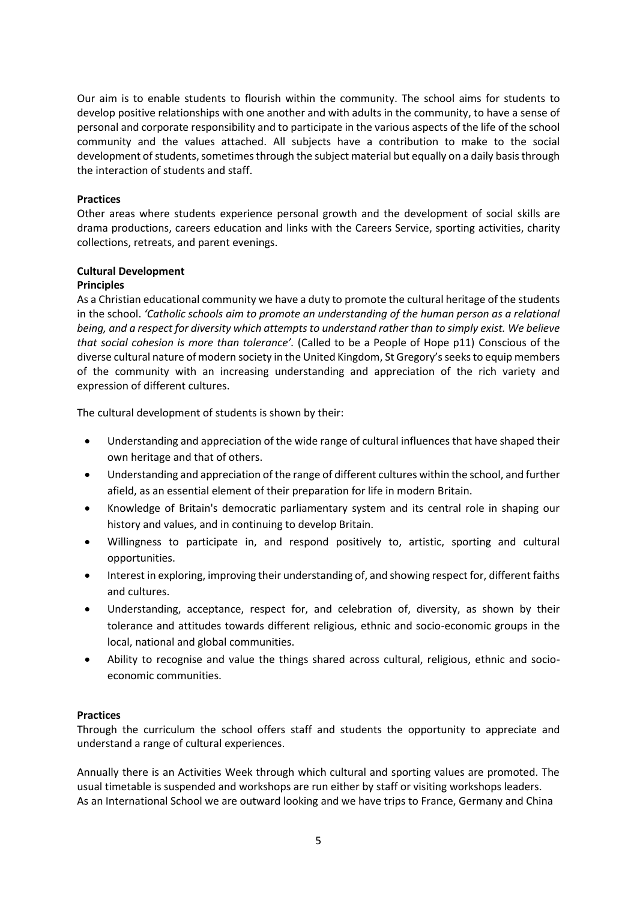Our aim is to enable students to flourish within the community. The school aims for students to develop positive relationships with one another and with adults in the community, to have a sense of personal and corporate responsibility and to participate in the various aspects of the life of the school community and the values attached. All subjects have a contribution to make to the social development of students, sometimes through the subject material but equally on a daily basis through the interaction of students and staff.

**Practices**

Other areas where students experience personal growth and the development of social skills are drama productions, careers education and links with the Careers Service, sporting activities, charity collections, retreats, and parent evenings.

**Cultural Development**

**Principles**

As a Christian educational community we have a duty to promote the cultural heritage of the students in the school. *'Catholic schools aim to promote an understanding of the human person as a relational being, and a respect for diversity which attempts to understand rather than to simply exist. We believe that social cohesion is more than tolerance'.* (Called to be a People of Hope p11) Conscious of the diverse cultural nature of modern society in the United Kingdom, St Gregory's seeks to equip members of the community with an increasing understanding and appreciation of the rich variety and expression of different cultures.

The cultural development of students is shown by their:

- Understanding and appreciation of the wide range of cultural influences that have shaped their own heritage and that of others.
- Understanding and appreciation of the range of different cultures within the school, and further afield, as an essential element of their preparation for life in modern Britain.
- Knowledge of Britain's democratic parliamentary system and its central role in shaping our history and values, and in continuing to develop Britain.
- Willingness to participate in, and respond positively to, artistic, sporting and cultural opportunities.
- Interest in exploring, improving their understanding of, and showing respect for, different faiths and cultures.
- Understanding, acceptance, respect for, and celebration of, diversity, as shown by their tolerance and attitudes towards different religious, ethnic and socio-economic groups in the local, national and global communities.
- Ability to recognise and value the things shared across cultural, religious, ethnic and socio-economic communities.

**Practices**

Through the curriculum the school offers staff and students the opportunity to appreciate and understand a range of cultural experiences.

Annually there is an Activities Week through which cultural and sporting values are promoted. The usual timetable is suspended and workshops are run either by staff or visiting workshops leaders. As an International School we are outward looking and we have trips to France, Germany and China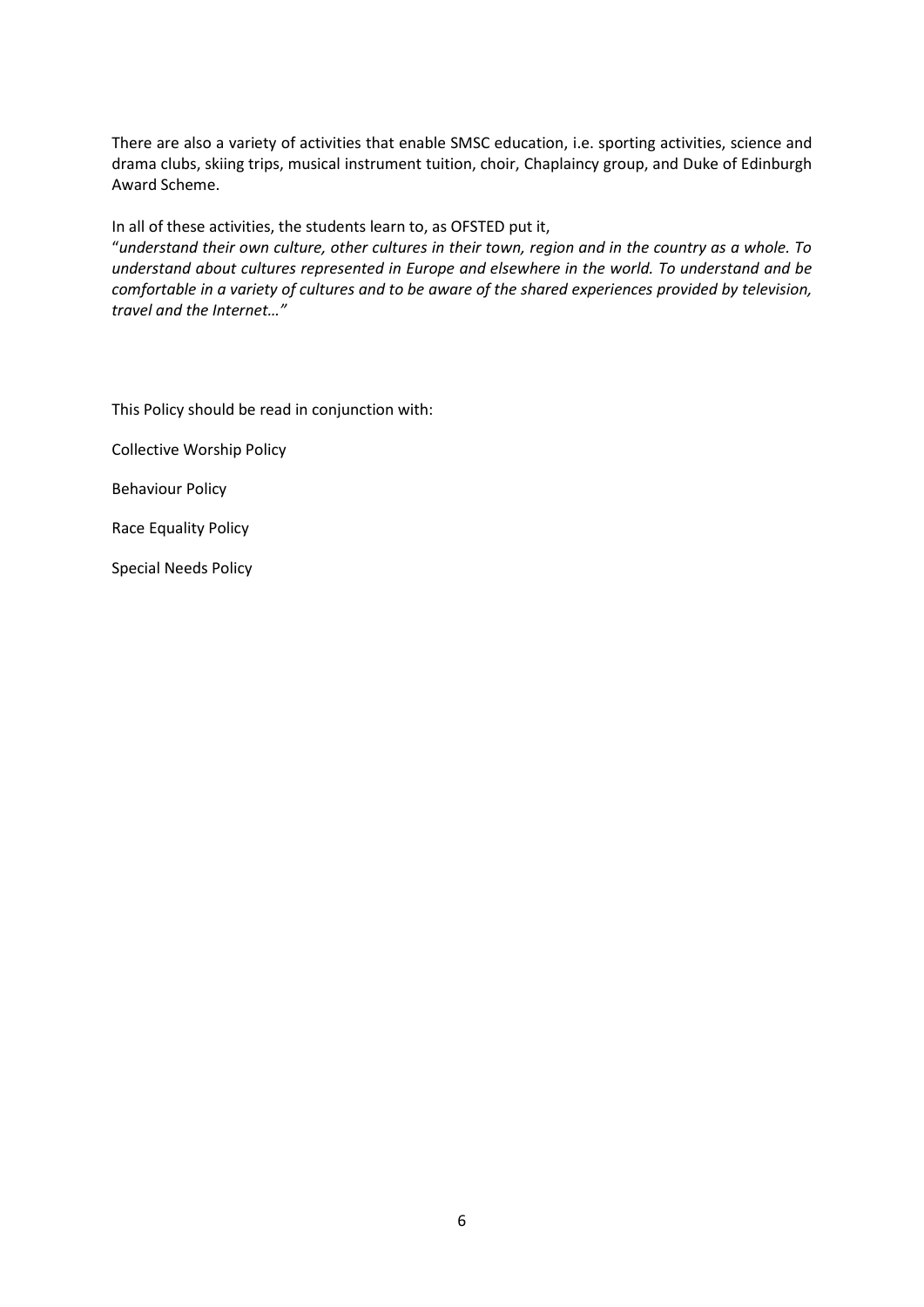There are also a variety of activities that enable SMSC education, i.e. sporting activities, science and drama clubs, skiing trips, musical instrument tuition, choir, Chaplaincy group, and Duke of Edinburgh Award Scheme.

In all of these activities, the students learn to, as OFSTED put it,
"*understand their own culture, other cultures in their town, region and in the country as a whole. To understand about cultures represented in Europe and elsewhere in the world. To understand and be comfortable in a variety of cultures and to be aware of the shared experiences provided by television, travel and the Internet…"*

This Policy should be read in conjunction with:

Collective Worship Policy

Behaviour Policy

Race Equality Policy

Special Needs Policy